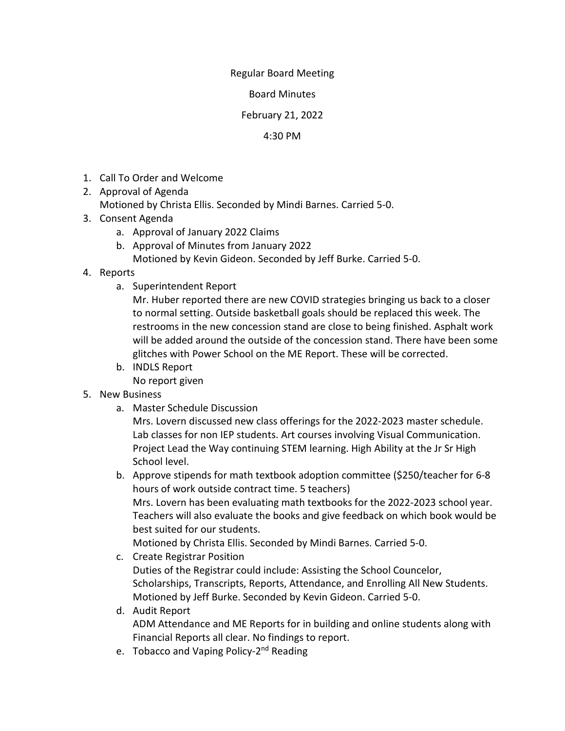Regular Board Meeting

Board Minutes

February 21, 2022

4:30 PM

1. Call To Order and Welcome
2. Approval of Agenda
   Motioned by Christa Ellis. Seconded by Mindi Barnes. Carried 5-0.
3. Consent Agenda
   a. Approval of January 2022 Claims
   b. Approval of Minutes from January 2022
      Motioned by Kevin Gideon. Seconded by Jeff Burke. Carried 5-0.
4. Reports
   a. Superintendent Report
      Mr. Huber reported there are new COVID strategies bringing us back to a closer to normal setting. Outside basketball goals should be replaced this week. The restrooms in the new concession stand are close to being finished. Asphalt work will be added around the outside of the concession stand. There have been some glitches with Power School on the ME Report. These will be corrected.
   b. INDLS Report
      No report given
5. New Business
   a. Master Schedule Discussion
      Mrs. Lovern discussed new class offerings for the 2022-2023 master schedule. Lab classes for non IEP students. Art courses involving Visual Communication. Project Lead the Way continuing STEM learning. High Ability at the Jr Sr High School level.
   b. Approve stipends for math textbook adoption committee ($250/teacher for 6-8 hours of work outside contract time. 5 teachers)
      Mrs. Lovern has been evaluating math textbooks for the 2022-2023 school year. Teachers will also evaluate the books and give feedback on which book would be best suited for our students.
      Motioned by Christa Ellis. Seconded by Mindi Barnes. Carried 5-0.
   c. Create Registrar Position
      Duties of the Registrar could include: Assisting the School Councelor, Scholarships, Transcripts, Reports, Attendance, and Enrolling All New Students.
      Motioned by Jeff Burke. Seconded by Kevin Gideon. Carried 5-0.
   d. Audit Report
      ADM Attendance and ME Reports for in building and online students along with Financial Reports all clear. No findings to report.
   e. Tobacco and Vaping Policy-2nd Reading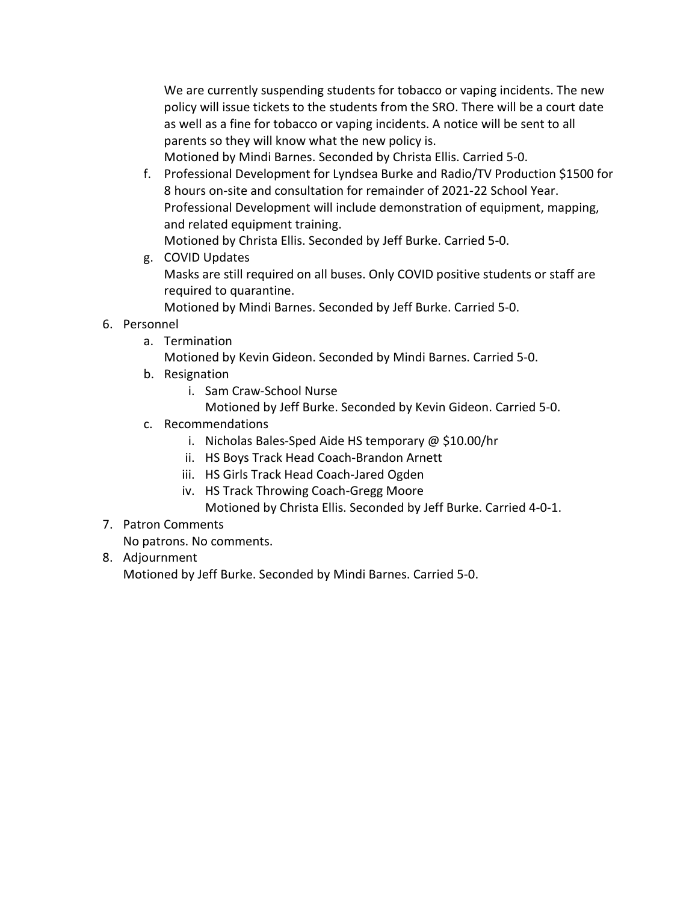We are currently suspending students for tobacco or vaping incidents. The new policy will issue tickets to the students from the SRO. There will be a court date as well as a fine for tobacco or vaping incidents. A notice will be sent to all parents so they will know what the new policy is.
Motioned by Mindi Barnes. Seconded by Christa Ellis. Carried 5-0.

   f. Professional Development for Lyndsea Burke and Radio/TV Production $1500 for 8 hours on-site and consultation for remainder of 2021-22 School Year. Professional Development will include demonstration of equipment, mapping, and related equipment training.
   Motioned by Christa Ellis. Seconded by Jeff Burke. Carried 5-0.
   g. COVID Updates
   Masks are still required on all buses. Only COVID positive students or staff are required to quarantine.
   Motioned by Mindi Barnes. Seconded by Jeff Burke. Carried 5-0.

6. Personnel
   a. Termination
   Motioned by Kevin Gideon. Seconded by Mindi Barnes. Carried 5-0.
   b. Resignation
      i. Sam Craw-School Nurse
      Motioned by Jeff Burke. Seconded by Kevin Gideon. Carried 5-0.
   c. Recommendations
      i. Nicholas Bales-Sped Aide HS temporary @ $10.00/hr
      ii. HS Boys Track Head Coach-Brandon Arnett
      iii. HS Girls Track Head Coach-Jared Ogden
      iv. HS Track Throwing Coach-Gregg Moore
      Motioned by Christa Ellis. Seconded by Jeff Burke. Carried 4-0-1.
7. Patron Comments
   No patrons. No comments.
8. Adjournment
   Motioned by Jeff Burke. Seconded by Mindi Barnes. Carried 5-0.